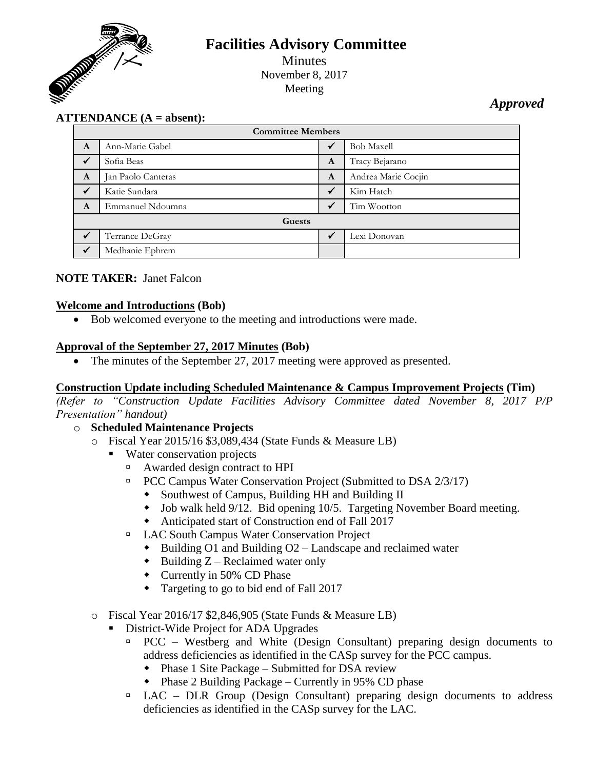# Facilities Advisory Committee

Minutes
November 8, 2017
Meeting

*Approved*

**ATTENDANCE (A = absent):**

| Committee Members | | | |
|---|---|---|---|
| A | Ann-Marie Gabel | ✓ | Bob Maxell |
| ✓ | Sofia Beas | A | Tracy Bejarano |
| A | Jan Paolo Canteras | A | Andrea Marie Cocjin |
| ✓ | Katie Sundara | ✓ | Kim Hatch |
| A | Emmanuel Ndoumna | ✓ | Tim Wootton |
| **Guests** | | | |
| ✓ | Terrance DeGray | ✓ | Lexi Donovan |
| ✓ | Medhanie Ephrem | | |

**NOTE TAKER:** Janet Falcon

**Welcome and Introductions (Bob)**

- Bob welcomed everyone to the meeting and introductions were made.

**Approval of the September 27, 2017 Minutes (Bob)**

- The minutes of the September 27, 2017 meeting were approved as presented.

**Construction Update including Scheduled Maintenance & Campus Improvement Projects (Tim)**

*(Refer to "Construction Update Facilities Advisory Committee dated November 8, 2017 P/P Presentation" handout)*

- **Scheduled Maintenance Projects**
  - Fiscal Year 2015/16 $3,089,434 (State Funds & Measure LB)
    - Water conservation projects
      - Awarded design contract to HPI
      - PCC Campus Water Conservation Project (Submitted to DSA 2/3/17)
        - Southwest of Campus, Building HH and Building II
        - Job walk held 9/12. Bid opening 10/5. Targeting November Board meeting.
        - Anticipated start of Construction end of Fall 2017
      - LAC South Campus Water Conservation Project
        - Building O1 and Building O2 – Landscape and reclaimed water
        - Building Z – Reclaimed water only
        - Currently in 50% CD Phase
        - Targeting to go to bid end of Fall 2017
  - Fiscal Year 2016/17 $2,846,905 (State Funds & Measure LB)
    - District-Wide Project for ADA Upgrades
      - PCC – Westberg and White (Design Consultant) preparing design documents to address deficiencies as identified in the CASp survey for the PCC campus.
        - Phase 1 Site Package – Submitted for DSA review
        - Phase 2 Building Package – Currently in 95% CD phase
      - LAC – DLR Group (Design Consultant) preparing design documents to address deficiencies as identified in the CASp survey for the LAC.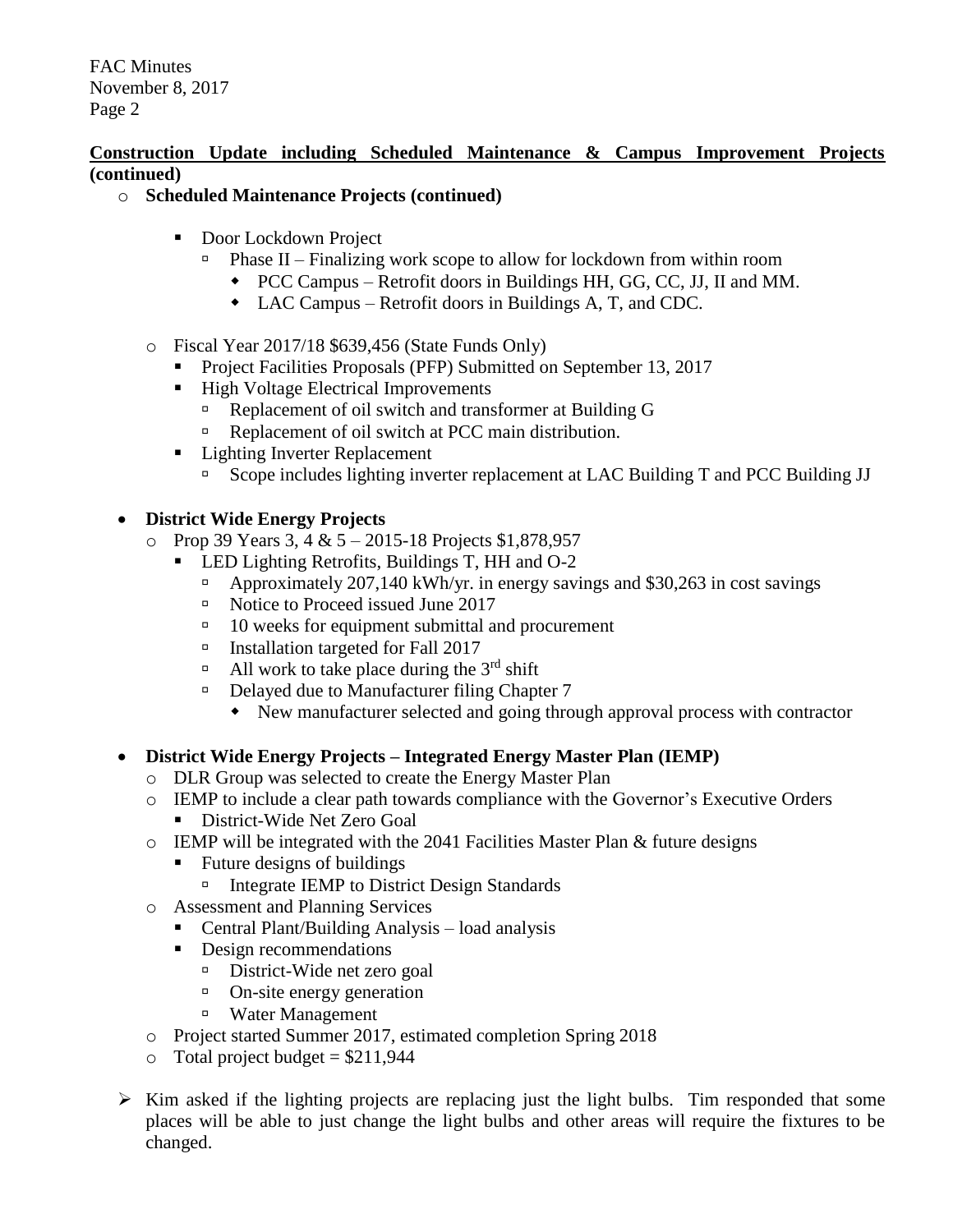**Construction Update including Scheduled Maintenance & Campus Improvement Projects (continued)**

- **Scheduled Maintenance Projects (continued)**
  - Door Lockdown Project
    - Phase II – Finalizing work scope to allow for lockdown from within room
      - PCC Campus – Retrofit doors in Buildings HH, GG, CC, JJ, II and MM.
      - LAC Campus – Retrofit doors in Buildings A, T, and CDC.
- Fiscal Year 2017/18 $639,456 (State Funds Only)
  - Project Facilities Proposals (PFP) Submitted on September 13, 2017
  - High Voltage Electrical Improvements
    - Replacement of oil switch and transformer at Building G
    - Replacement of oil switch at PCC main distribution.
  - Lighting Inverter Replacement
    - Scope includes lighting inverter replacement at LAC Building T and PCC Building JJ

- **District Wide Energy Projects**
  - Prop 39 Years 3, 4 & 5 – 2015-18 Projects $1,878,957
    - LED Lighting Retrofits, Buildings T, HH and O-2
      - Approximately 207,140 kWh/yr. in energy savings and $30,263 in cost savings
      - Notice to Proceed issued June 2017
      - 10 weeks for equipment submittal and procurement
      - Installation targeted for Fall 2017
      - All work to take place during the 3rd shift
      - Delayed due to Manufacturer filing Chapter 7
        - New manufacturer selected and going through approval process with contractor

- **District Wide Energy Projects – Integrated Energy Master Plan (IEMP)**
  - DLR Group was selected to create the Energy Master Plan
  - IEMP to include a clear path towards compliance with the Governor's Executive Orders
    - District-Wide Net Zero Goal
  - IEMP will be integrated with the 2041 Facilities Master Plan & future designs
    - Future designs of buildings
      - Integrate IEMP to District Design Standards
  - Assessment and Planning Services
    - Central Plant/Building Analysis – load analysis
    - Design recommendations
      - District-Wide net zero goal
      - On-site energy generation
      - Water Management
  - Project started Summer 2017, estimated completion Spring 2018
  - Total project budget = $211,944

- Kim asked if the lighting projects are replacing just the light bulbs. Tim responded that some places will be able to just change the light bulbs and other areas will require the fixtures to be changed.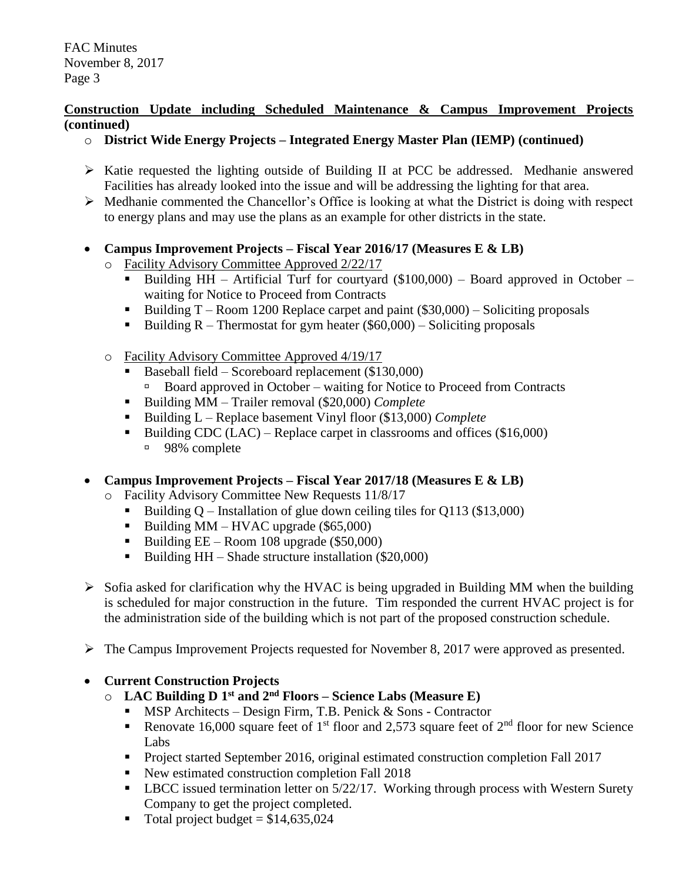**Construction Update including Scheduled Maintenance & Campus Improvement Projects (continued)**

- **District Wide Energy Projects – Integrated Energy Master Plan (IEMP) (continued)**

- Katie requested the lighting outside of Building II at PCC be addressed. Medhanie answered Facilities has already looked into the issue and will be addressing the lighting for that area.
- Medhanie commented the Chancellor's Office is looking at what the District is doing with respect to energy plans and may use the plans as an example for other districts in the state.

- **Campus Improvement Projects – Fiscal Year 2016/17 (Measures E & LB)**
  - Facility Advisory Committee Approved 2/22/17
    - Building HH – Artificial Turf for courtyard ($100,000) – Board approved in October – waiting for Notice to Proceed from Contracts
    - Building T – Room 1200 Replace carpet and paint ($30,000) – Soliciting proposals
    - Building R – Thermostat for gym heater ($60,000) – Soliciting proposals
  - Facility Advisory Committee Approved 4/19/17
    - Baseball field – Scoreboard replacement ($130,000)
      - Board approved in October – waiting for Notice to Proceed from Contracts
    - Building MM – Trailer removal ($20,000) *Complete*
    - Building L – Replace basement Vinyl floor ($13,000) *Complete*
    - Building CDC (LAC) – Replace carpet in classrooms and offices ($16,000)
      - 98% complete

- **Campus Improvement Projects – Fiscal Year 2017/18 (Measures E & LB)**
  - Facility Advisory Committee New Requests 11/8/17
    - Building Q – Installation of glue down ceiling tiles for Q113 ($13,000)
    - Building MM – HVAC upgrade ($65,000)
    - Building EE – Room 108 upgrade ($50,000)
    - Building HH – Shade structure installation ($20,000)

- Sofia asked for clarification why the HVAC is being upgraded in Building MM when the building is scheduled for major construction in the future. Tim responded the current HVAC project is for the administration side of the building which is not part of the proposed construction schedule.

- The Campus Improvement Projects requested for November 8, 2017 were approved as presented.

- **Current Construction Projects**
  - **LAC Building D 1st and 2nd Floors – Science Labs (Measure E)**
    - MSP Architects – Design Firm, T.B. Penick & Sons - Contractor
    - Renovate 16,000 square feet of 1st floor and 2,573 square feet of 2nd floor for new Science Labs
    - Project started September 2016, original estimated construction completion Fall 2017
    - New estimated construction completion Fall 2018
    - LBCC issued termination letter on 5/22/17. Working through process with Western Surety Company to get the project completed.
    - Total project budget = $14,635,024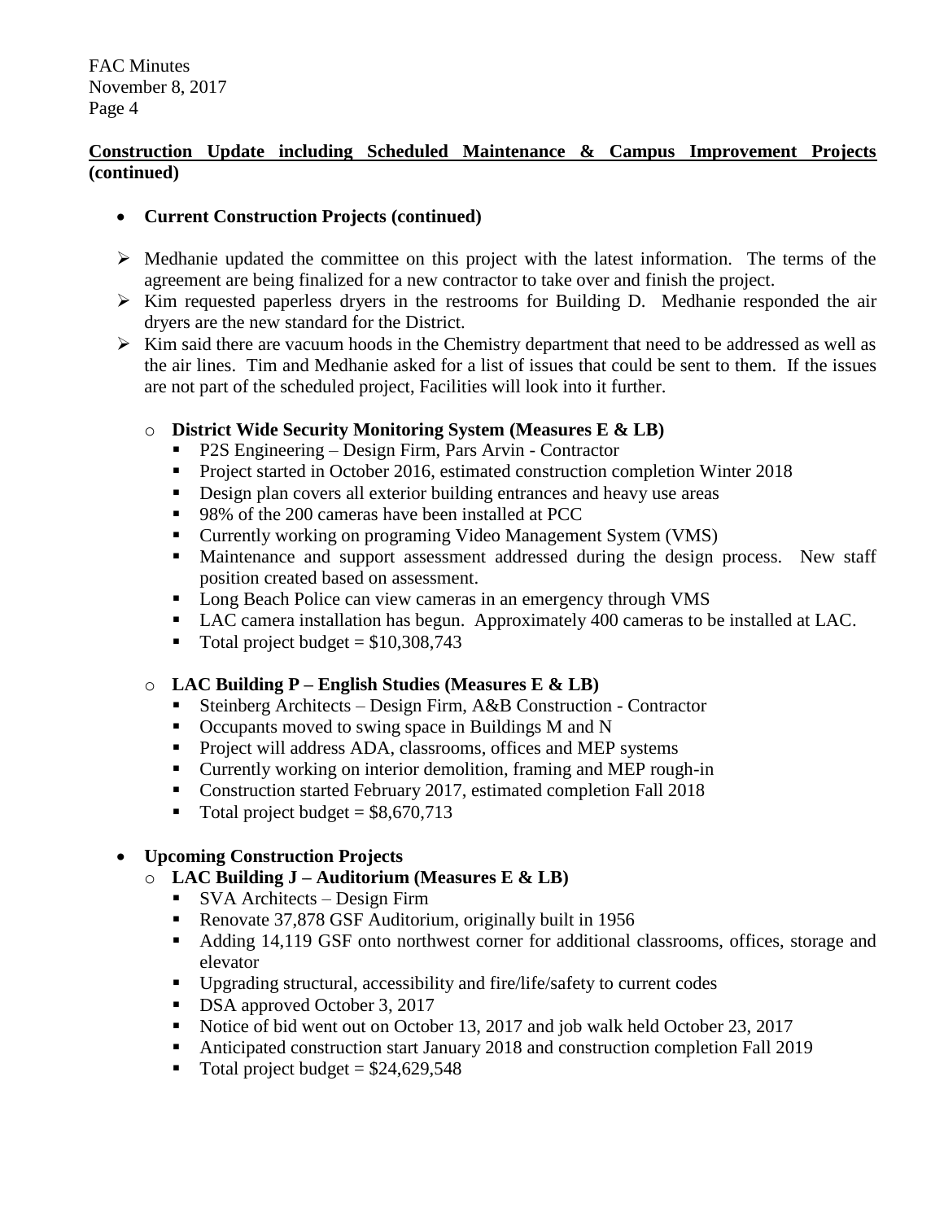**Construction Update including Scheduled Maintenance & Campus Improvement Projects (continued)**

- **Current Construction Projects (continued)**

- Medhanie updated the committee on this project with the latest information. The terms of the agreement are being finalized for a new contractor to take over and finish the project.
- Kim requested paperless dryers in the restrooms for Building D. Medhanie responded the air dryers are the new standard for the District.
- Kim said there are vacuum hoods in the Chemistry department that need to be addressed as well as the air lines. Tim and Medhanie asked for a list of issues that could be sent to them. If the issues are not part of the scheduled project, Facilities will look into it further.

  - **District Wide Security Monitoring System (Measures E & LB)**
    - P2S Engineering – Design Firm, Pars Arvin - Contractor
    - Project started in October 2016, estimated construction completion Winter 2018
    - Design plan covers all exterior building entrances and heavy use areas
    - 98% of the 200 cameras have been installed at PCC
    - Currently working on programing Video Management System (VMS)
    - Maintenance and support assessment addressed during the design process. New staff position created based on assessment.
    - Long Beach Police can view cameras in an emergency through VMS
    - LAC camera installation has begun. Approximately 400 cameras to be installed at LAC.
    - Total project budget = $10,308,743

  - **LAC Building P – English Studies (Measures E & LB)**
    - Steinberg Architects – Design Firm, A&B Construction - Contractor
    - Occupants moved to swing space in Buildings M and N
    - Project will address ADA, classrooms, offices and MEP systems
    - Currently working on interior demolition, framing and MEP rough-in
    - Construction started February 2017, estimated completion Fall 2018
    - Total project budget = $8,670,713

- **Upcoming Construction Projects**
  - **LAC Building J – Auditorium (Measures E & LB)**
    - SVA Architects – Design Firm
    - Renovate 37,878 GSF Auditorium, originally built in 1956
    - Adding 14,119 GSF onto northwest corner for additional classrooms, offices, storage and elevator
    - Upgrading structural, accessibility and fire/life/safety to current codes
    - DSA approved October 3, 2017
    - Notice of bid went out on October 13, 2017 and job walk held October 23, 2017
    - Anticipated construction start January 2018 and construction completion Fall 2019
    - Total project budget = $24,629,548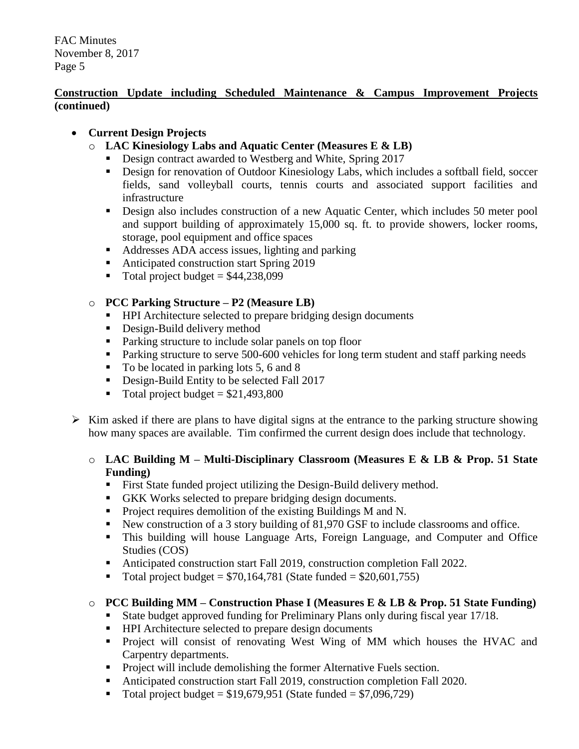**Construction Update including Scheduled Maintenance & Campus Improvement Projects (continued)**

- **Current Design Projects**
  - **LAC Kinesiology Labs and Aquatic Center (Measures E & LB)**
    - Design contract awarded to Westberg and White, Spring 2017
    - Design for renovation of Outdoor Kinesiology Labs, which includes a softball field, soccer fields, sand volleyball courts, tennis courts and associated support facilities and infrastructure
    - Design also includes construction of a new Aquatic Center, which includes 50 meter pool and support building of approximately 15,000 sq. ft. to provide showers, locker rooms, storage, pool equipment and office spaces
    - Addresses ADA access issues, lighting and parking
    - Anticipated construction start Spring 2019
    - Total project budget = $44,238,099
  - **PCC Parking Structure – P2 (Measure LB)**
    - HPI Architecture selected to prepare bridging design documents
    - Design-Build delivery method
    - Parking structure to include solar panels on top floor
    - Parking structure to serve 500-600 vehicles for long term student and staff parking needs
    - To be located in parking lots 5, 6 and 8
    - Design-Build Entity to be selected Fall 2017
    - Total project budget = $21,493,800

➢ Kim asked if there are plans to have digital signs at the entrance to the parking structure showing how many spaces are available. Tim confirmed the current design does include that technology.

  - **LAC Building M – Multi-Disciplinary Classroom (Measures E & LB & Prop. 51 State Funding)**
    - First State funded project utilizing the Design-Build delivery method.
    - GKK Works selected to prepare bridging design documents.
    - Project requires demolition of the existing Buildings M and N.
    - New construction of a 3 story building of 81,970 GSF to include classrooms and office.
    - This building will house Language Arts, Foreign Language, and Computer and Office Studies (COS)
    - Anticipated construction start Fall 2019, construction completion Fall 2022.
    - Total project budget = $70,164,781 (State funded = $20,601,755)
  - **PCC Building MM – Construction Phase I (Measures E & LB & Prop. 51 State Funding)**
    - State budget approved funding for Preliminary Plans only during fiscal year 17/18.
    - HPI Architecture selected to prepare design documents
    - Project will consist of renovating West Wing of MM which houses the HVAC and Carpentry departments.
    - Project will include demolishing the former Alternative Fuels section.
    - Anticipated construction start Fall 2019, construction completion Fall 2020.
    - Total project budget = $19,679,951 (State funded = $7,096,729)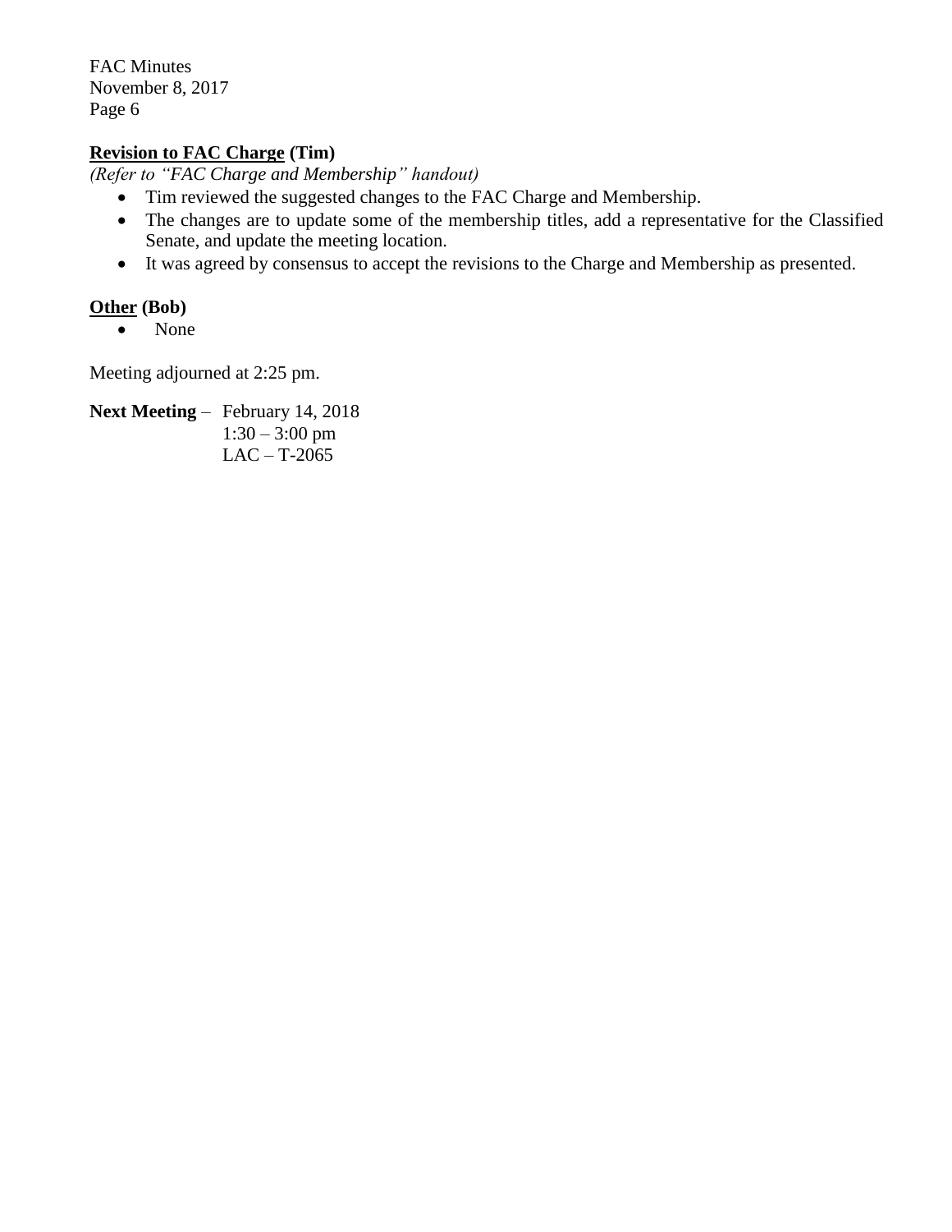**Revision to FAC Charge (Tim)**

*(Refer to "FAC Charge and Membership" handout)*

- Tim reviewed the suggested changes to the FAC Charge and Membership.
- The changes are to update some of the membership titles, add a representative for the Classified Senate, and update the meeting location.
- It was agreed by consensus to accept the revisions to the Charge and Membership as presented.

**Other (Bob)**

- None

Meeting adjourned at 2:25 pm.

**Next Meeting** – February 14, 2018
1:30 – 3:00 pm
LAC – T-2065